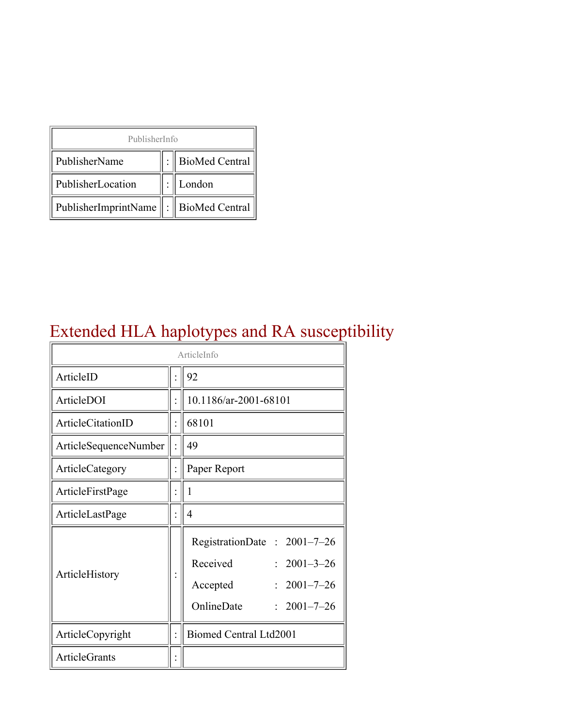| PublisherInfo | | |
|---|---|---|
| PublisherName | : | BioMed Central |
| PublisherLocation | : | London |
| PublisherImprintName | : | BioMed Central |

# Extended HLA haplotypes and RA susceptibility

| ArticleInfo | | |
|---|---|---|
| ArticleID | : | 92 |
| ArticleDOI | : | 10.1186/ar-2001-68101 |
| ArticleCitationID | : | 68101 |
| ArticleSequenceNumber | : | 49 |
| ArticleCategory | : | Paper Report |
| ArticleFirstPage | : | 1 |
| ArticleLastPage | : | 4 |
| ArticleHistory | : | RegistrationDate : 2001–7–26<br>Received : 2001–3–26<br>Accepted : 2001–7–26<br>OnlineDate : 2001–7–26 |
| ArticleCopyright | : | Biomed Central Ltd2001 |
| ArticleGrants | : | |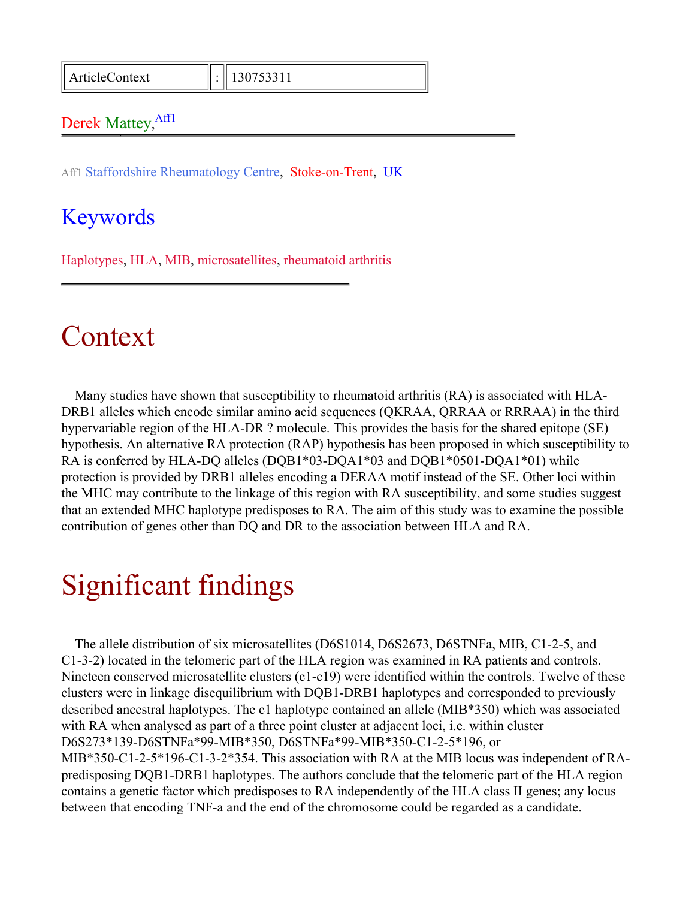| ArticleContext | : | 130753311 |
| --- | --- | --- |

Derek Mattey,[Aff1]

Aff1 Staffordshire Rheumatology Centre, Stoke-on-Trent, UK

## Keywords

Haplotypes, HLA, MIB, microsatellites, rheumatoid arthritis

# Context

Many studies have shown that susceptibility to rheumatoid arthritis (RA) is associated with HLA-DRB1 alleles which encode similar amino acid sequences (QKRAA, QRRAA or RRRAA) in the third hypervariable region of the HLA-DR ? molecule. This provides the basis for the shared epitope (SE) hypothesis. An alternative RA protection (RAP) hypothesis has been proposed in which susceptibility to RA is conferred by HLA-DQ alleles (DQB1*03-DQA1*03 and DQB1*0501-DQA1*01) while protection is provided by DRB1 alleles encoding a DERAA motif instead of the SE. Other loci within the MHC may contribute to the linkage of this region with RA susceptibility, and some studies suggest that an extended MHC haplotype predisposes to RA. The aim of this study was to examine the possible contribution of genes other than DQ and DR to the association between HLA and RA.

# Significant findings

The allele distribution of six microsatellites (D6S1014, D6S2673, D6STNFa, MIB, C1-2-5, and C1-3-2) located in the telomeric part of the HLA region was examined in RA patients and controls. Nineteen conserved microsatellite clusters (c1-c19) were identified within the controls. Twelve of these clusters were in linkage disequilibrium with DQB1-DRB1 haplotypes and corresponded to previously described ancestral haplotypes. The c1 haplotype contained an allele (MIB*350) which was associated with RA when analysed as part of a three point cluster at adjacent loci, i.e. within cluster D6S273*139-D6STNFa*99-MIB*350, D6STNFa*99-MIB*350-C1-2-5*196, or MIB*350-C1-2-5*196-C1-3-2*354. This association with RA at the MIB locus was independent of RA-predisposing DQB1-DRB1 haplotypes. The authors conclude that the telomeric part of the HLA region contains a genetic factor which predisposes to RA independently of the HLA class II genes; any locus between that encoding TNF-a and the end of the chromosome could be regarded as a candidate.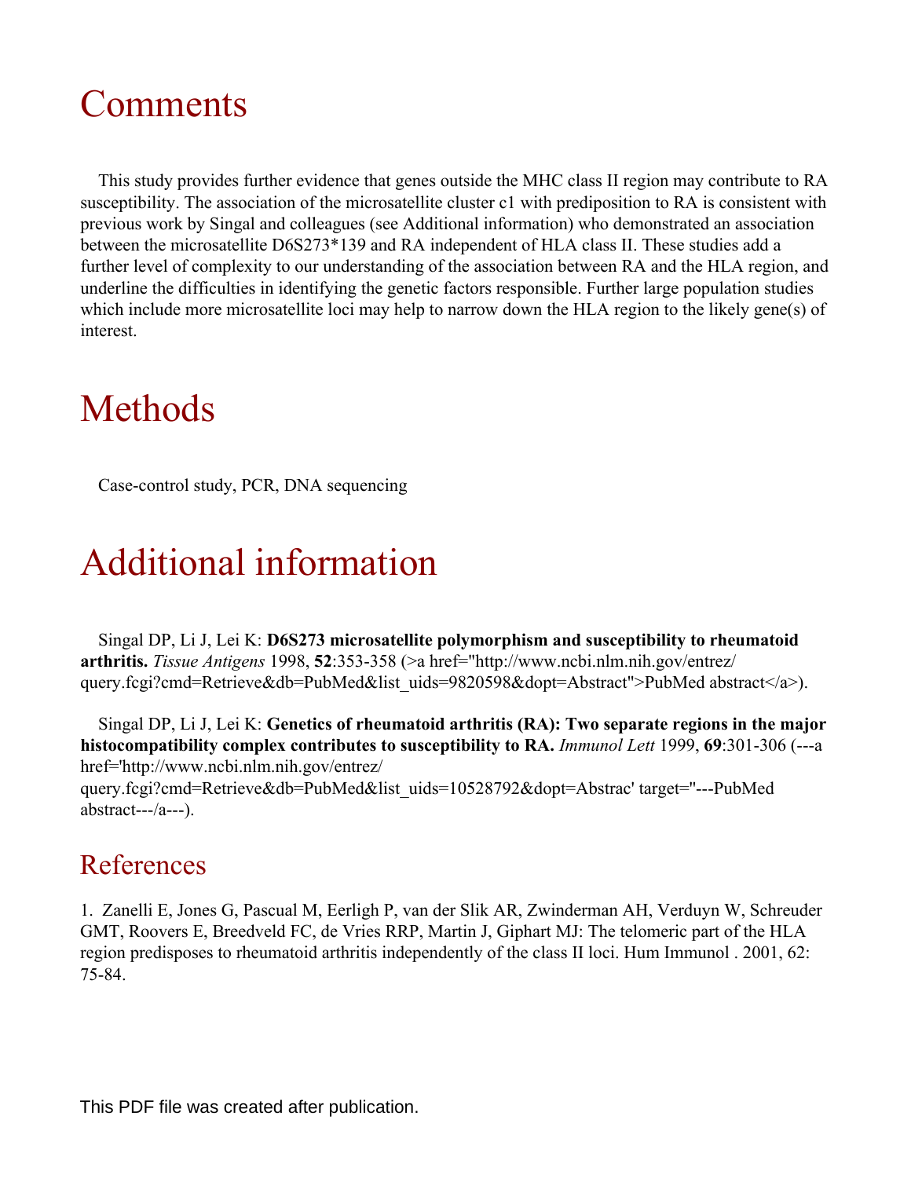# Comments

This study provides further evidence that genes outside the MHC class II region may contribute to RA susceptibility. The association of the microsatellite cluster c1 with predisposition to RA is consistent with previous work by Singal and colleagues (see Additional information) who demonstrated an association between the microsatellite D6S273*139 and RA independent of HLA class II. These studies add a further level of complexity to our understanding of the association between RA and the HLA region, and underline the difficulties in identifying the genetic factors responsible. Further large population studies which include more microsatellite loci may help to narrow down the HLA region to the likely gene(s) of interest.

# Methods

Case-control study, PCR, DNA sequencing

# Additional information

Singal DP, Li J, Lei K: **D6S273 microsatellite polymorphism and susceptibility to rheumatoid arthritis.** *Tissue Antigens* 1998, **52**:353-358 (>a href="http://www.ncbi.nlm.nih.gov/entrez/query.fcgi?cmd=Retrieve&db=PubMed&list_uids=9820598&dopt=Abstract">PubMed abstract</a>).

Singal DP, Li J, Lei K: **Genetics of rheumatoid arthritis (RA): Two separate regions in the major histocompatibility complex contributes to susceptibility to RA.** *Immunol Lett* 1999, **69**:301-306 (---a href='http://www.ncbi.nlm.nih.gov/entrez/query.fcgi?cmd=Retrieve&db=PubMed&list_uids=10528792&dopt=Abstrac' target="---PubMed abstract---/a---).

## References

1. Zanelli E, Jones G, Pascual M, Eerligh P, van der Slik AR, Zwinderman AH, Verduyn W, Schreuder GMT, Roovers E, Breedveld FC, de Vries RRP, Martin J, Giphart MJ: The telomeric part of the HLA region predisposes to rheumatoid arthritis independently of the class II loci. Hum Immunol . 2001, 62: 75-84.

This PDF file was created after publication.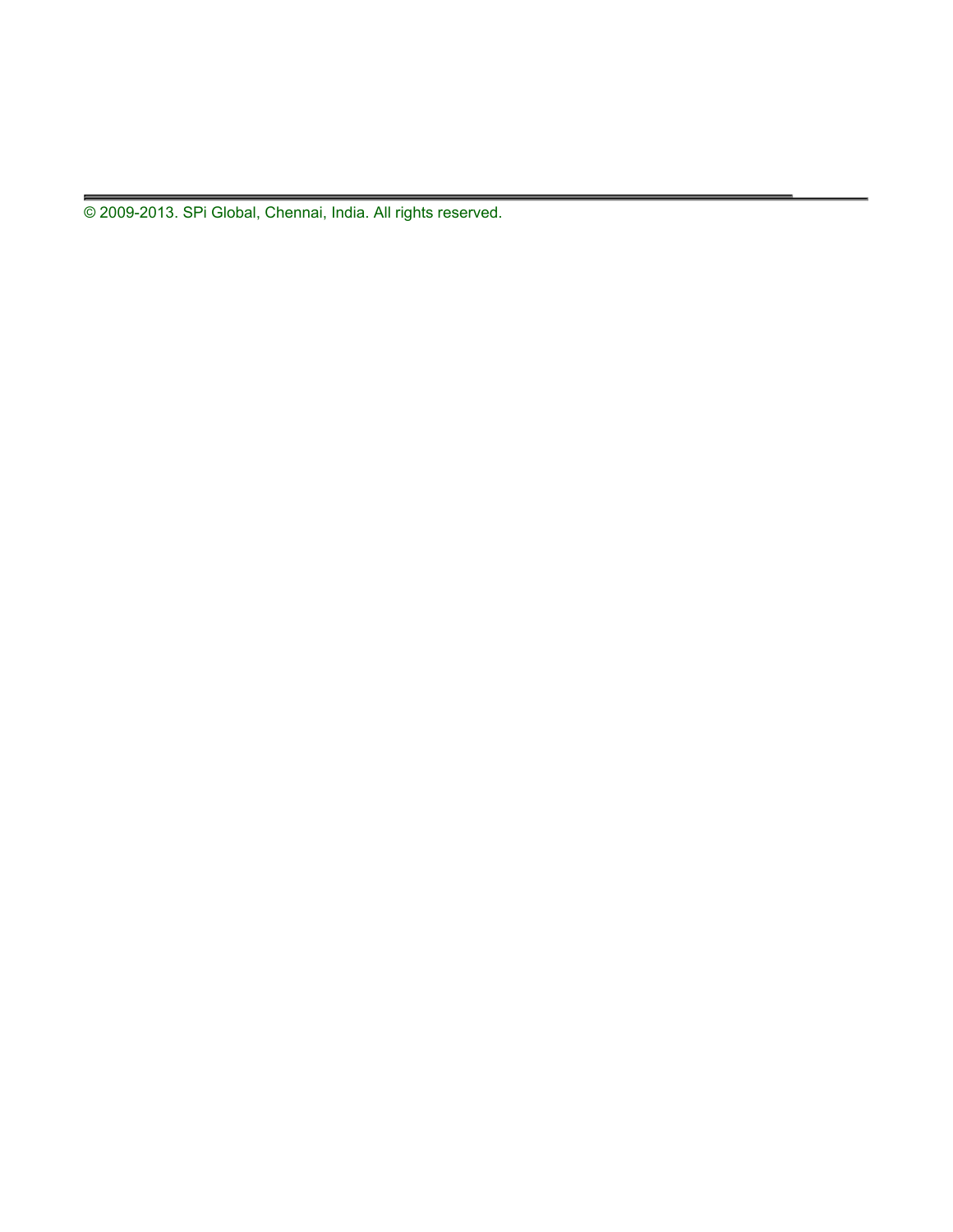© 2009-2013. SPi Global, Chennai, India. All rights reserved.